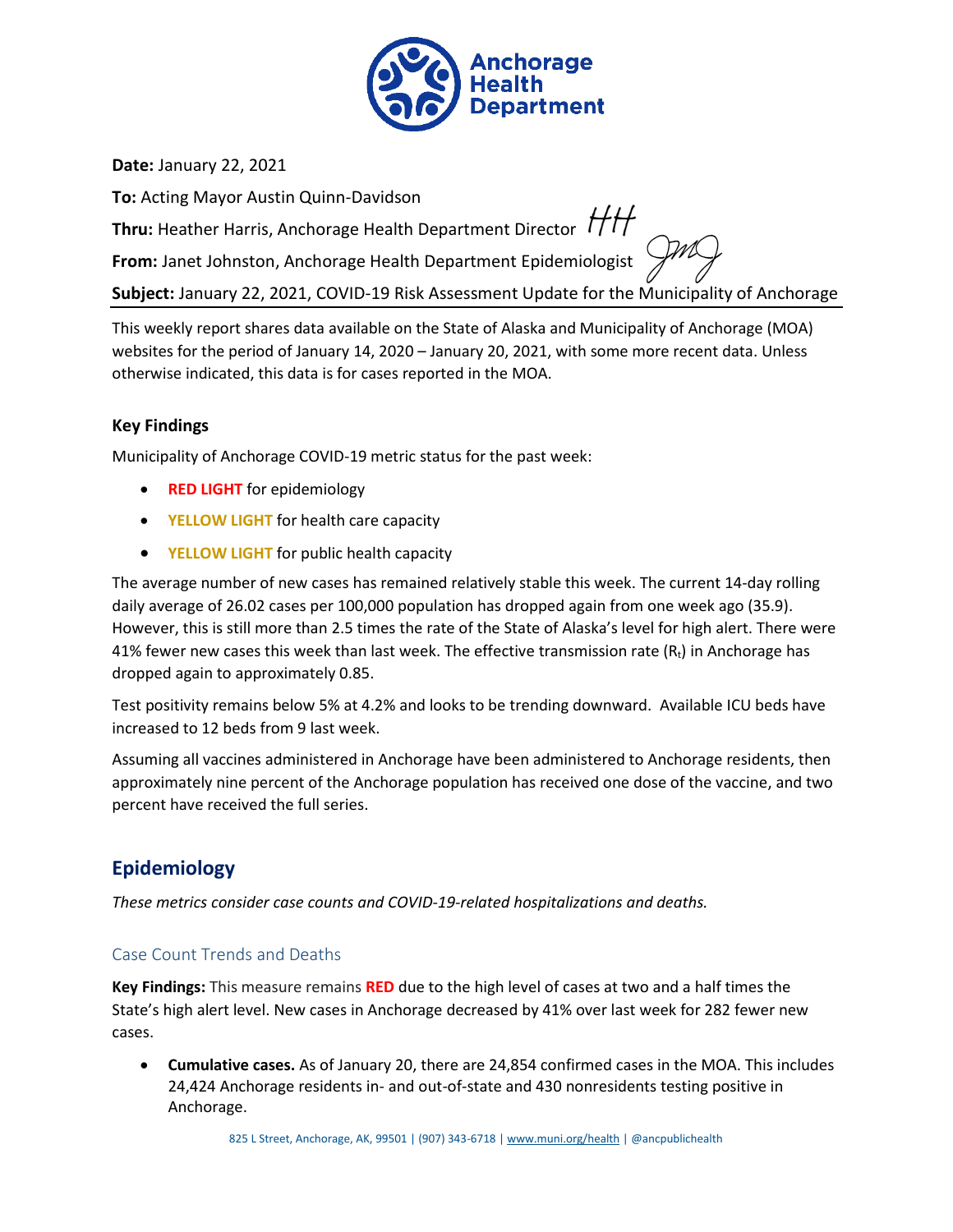Anchorage Health Department

**Date:** January 22, 2021

**To:** Acting Mayor Austin Quinn-Davidson

**Thru:** Heather Harris, Anchorage Health Department Director

**From:** Janet Johnston, Anchorage Health Department Epidemiologist

**Subject:** January 22, 2021, COVID-19 Risk Assessment Update for the Municipality of Anchorage

This weekly report shares data available on the State of Alaska and Municipality of Anchorage (MOA) websites for the period of January 14, 2020 – January 20, 2021, with some more recent data. Unless otherwise indicated, this data is for cases reported in the MOA.

### Key Findings

Municipality of Anchorage COVID-19 metric status for the past week:

- **RED LIGHT** for epidemiology
- **YELLOW LIGHT** for health care capacity
- **YELLOW LIGHT** for public health capacity

The average number of new cases has remained relatively stable this week. The current 14-day rolling daily average of 26.02 cases per 100,000 population has dropped again from one week ago (35.9). However, this is still more than 2.5 times the rate of the State of Alaska's level for high alert. There were 41% fewer new cases this week than last week. The effective transmission rate ($R_t$) in Anchorage has dropped again to approximately 0.85.

Test positivity remains below 5% at 4.2% and looks to be trending downward. Available ICU beds have increased to 12 beds from 9 last week.

Assuming all vaccines administered in Anchorage have been administered to Anchorage residents, then approximately nine percent of the Anchorage population has received one dose of the vaccine, and two percent have received the full series.

## Epidemiology

*These metrics consider case counts and COVID-19-related hospitalizations and deaths.*

### Case Count Trends and Deaths

**Key Findings:** This measure remains **RED** due to the high level of cases at two and a half times the State's high alert level. New cases in Anchorage decreased by 41% over last week for 282 fewer new cases.

- **Cumulative cases.** As of January 20, there are 24,854 confirmed cases in the MOA. This includes 24,424 Anchorage residents in- and out-of-state and 430 nonresidents testing positive in Anchorage.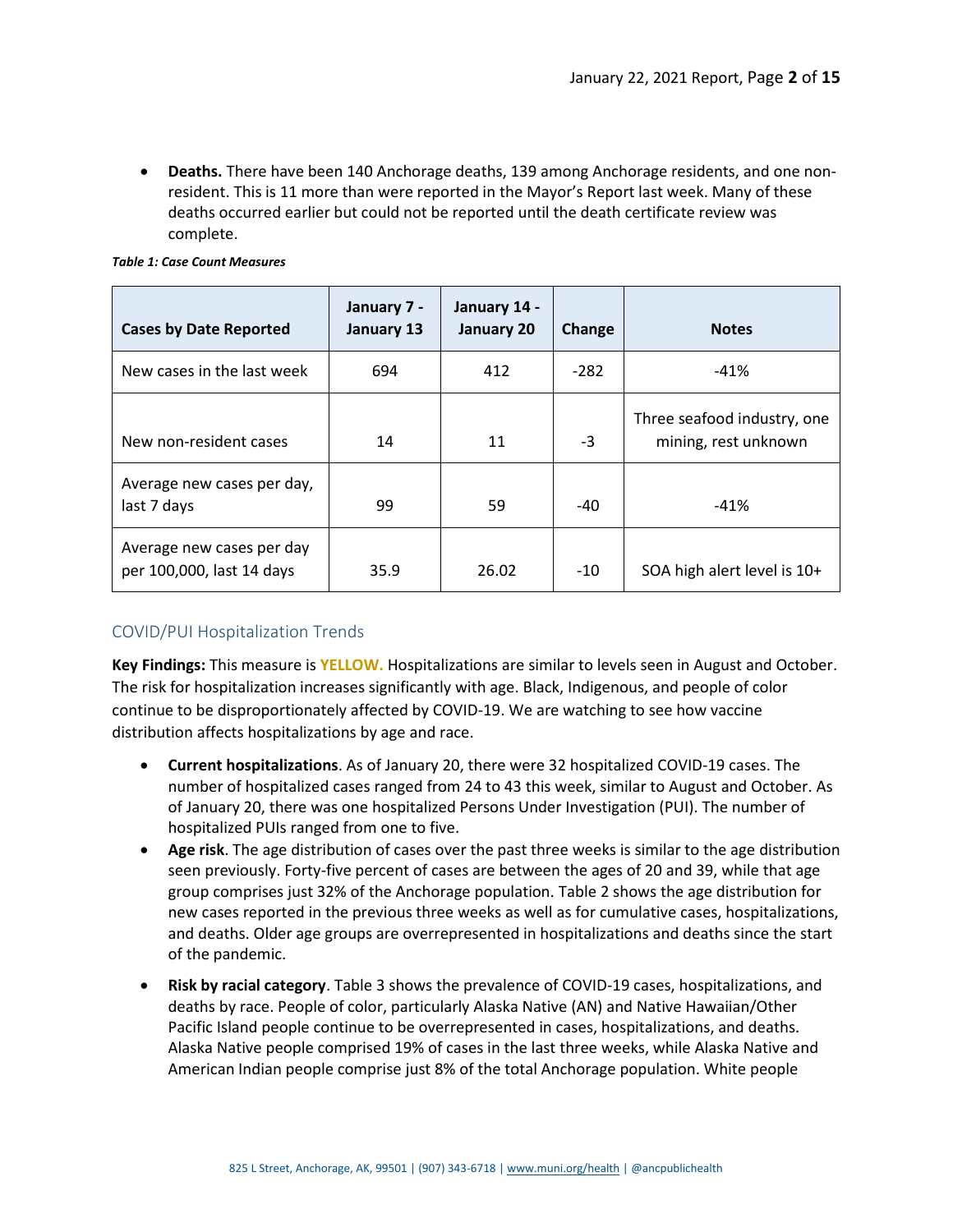- **Deaths.** There have been 140 Anchorage deaths, 139 among Anchorage residents, and one non-resident. This is 11 more than were reported in the Mayor's Report last week. Many of these deaths occurred earlier but could not be reported until the death certificate review was complete.

***Table 1: Case Count Measures***

| Cases by Date Reported | January 7 - January 13 | January 14 - January 20 | Change | Notes |
|---|---|---|---|---|
| New cases in the last week | 694 | 412 | -282 | -41% |
| New non-resident cases | 14 | 11 | -3 | Three seafood industry, one mining, rest unknown |
| Average new cases per day, last 7 days | 99 | 59 | -40 | -41% |
| Average new cases per day per 100,000, last 14 days | 35.9 | 26.02 | -10 | SOA high alert level is 10+ |

## COVID/PUI Hospitalization Trends

**Key Findings:** This measure is **YELLOW.** Hospitalizations are similar to levels seen in August and October. The risk for hospitalization increases significantly with age. Black, Indigenous, and people of color continue to be disproportionately affected by COVID-19. We are watching to see how vaccine distribution affects hospitalizations by age and race.

- **Current hospitalizations**. As of January 20, there were 32 hospitalized COVID-19 cases. The number of hospitalized cases ranged from 24 to 43 this week, similar to August and October. As of January 20, there was one hospitalized Persons Under Investigation (PUI). The number of hospitalized PUIs ranged from one to five.
- **Age risk**. The age distribution of cases over the past three weeks is similar to the age distribution seen previously. Forty-five percent of cases are between the ages of 20 and 39, while that age group comprises just 32% of the Anchorage population. Table 2 shows the age distribution for new cases reported in the previous three weeks as well as for cumulative cases, hospitalizations, and deaths. Older age groups are overrepresented in hospitalizations and deaths since the start of the pandemic.
- **Risk by racial category**. Table 3 shows the prevalence of COVID-19 cases, hospitalizations, and deaths by race. People of color, particularly Alaska Native (AN) and Native Hawaiian/Other Pacific Island people continue to be overrepresented in cases, hospitalizations, and deaths. Alaska Native people comprised 19% of cases in the last three weeks, while Alaska Native and American Indian people comprise just 8% of the total Anchorage population. White people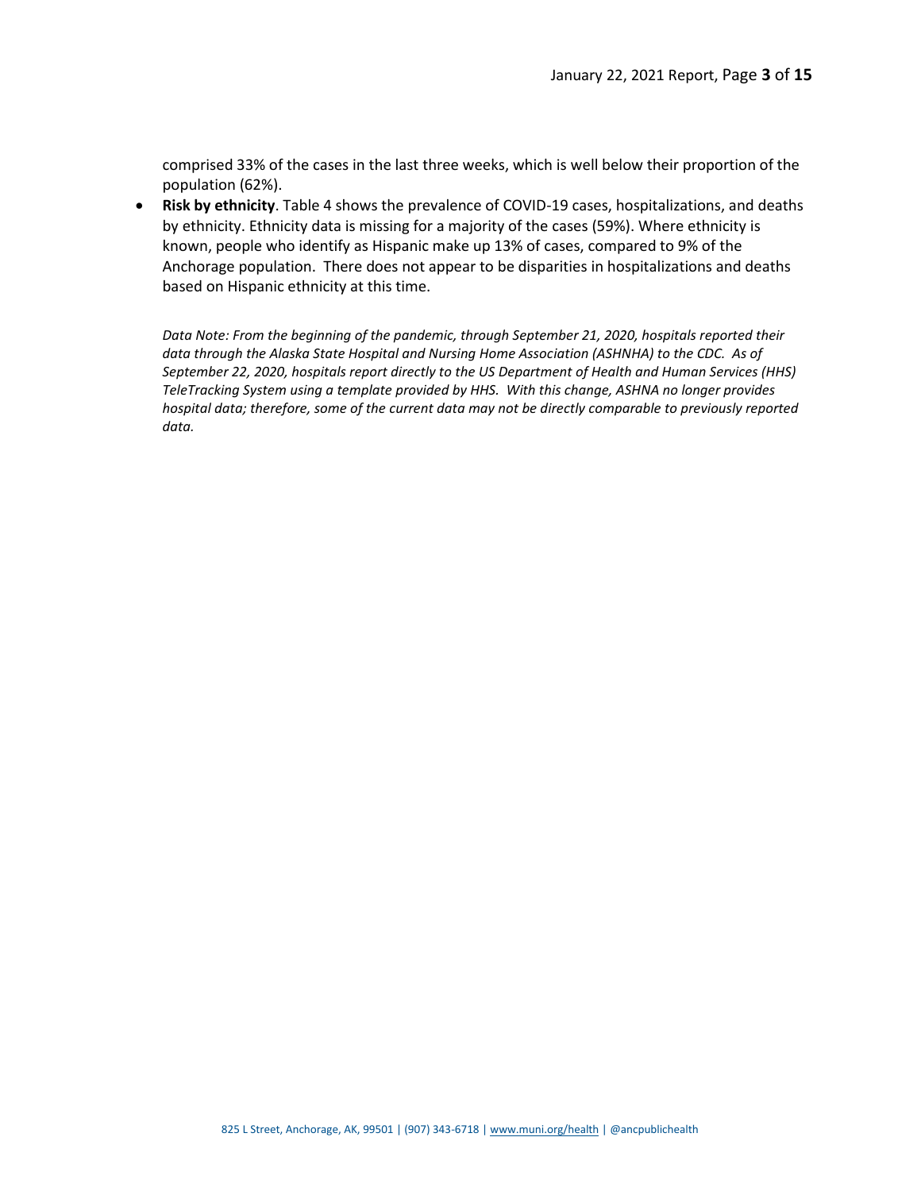comprised 33% of the cases in the last three weeks, which is well below their proportion of the population (62%).

- **Risk by ethnicity**. Table 4 shows the prevalence of COVID-19 cases, hospitalizations, and deaths by ethnicity. Ethnicity data is missing for a majority of the cases (59%). Where ethnicity is known, people who identify as Hispanic make up 13% of cases, compared to 9% of the Anchorage population. There does not appear to be disparities in hospitalizations and deaths based on Hispanic ethnicity at this time.

*Data Note: From the beginning of the pandemic, through September 21, 2020, hospitals reported their data through the Alaska State Hospital and Nursing Home Association (ASHNHA) to the CDC. As of September 22, 2020, hospitals report directly to the US Department of Health and Human Services (HHS) TeleTracking System using a template provided by HHS. With this change, ASHNA no longer provides hospital data; therefore, some of the current data may not be directly comparable to previously reported data.*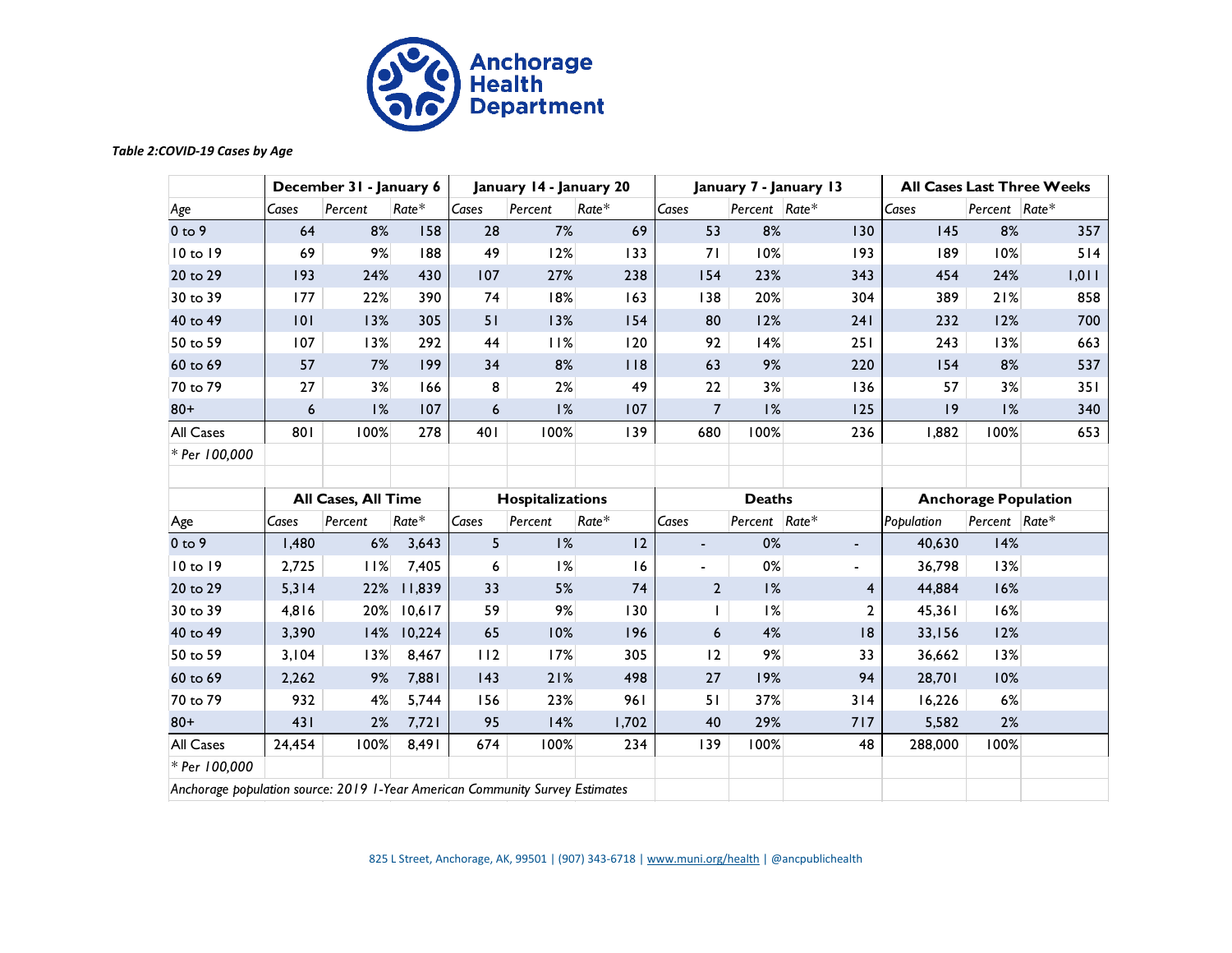Anchorage Health Department

*Table 2:COVID-19 Cases by Age*

| | December 31 - January 6 | | | January 14 - January 20 | | | January 7 - January 13 | | | All Cases Last Three Weeks | | |
|---|---|---|---|---|---|---|---|---|---|---|---|---|
| *Age* | *Cases* | *Percent* | *Rate** | *Cases* | *Percent* | *Rate** | *Cases* | *Percent* | *Rate** | *Cases* | *Percent* | *Rate** |
| 0 to 9 | 64 | 8% | 158 | 28 | 7% | 69 | 53 | 8% | 130 | 145 | 8% | 357 |
| 10 to 19 | 69 | 9% | 188 | 49 | 12% | 133 | 71 | 10% | 193 | 189 | 10% | 514 |
| 20 to 29 | 193 | 24% | 430 | 107 | 27% | 238 | 154 | 23% | 343 | 454 | 24% | 1,011 |
| 30 to 39 | 177 | 22% | 390 | 74 | 18% | 163 | 138 | 20% | 304 | 389 | 21% | 858 |
| 40 to 49 | 101 | 13% | 305 | 51 | 13% | 154 | 80 | 12% | 241 | 232 | 12% | 700 |
| 50 to 59 | 107 | 13% | 292 | 44 | 11% | 120 | 92 | 14% | 251 | 243 | 13% | 663 |
| 60 to 69 | 57 | 7% | 199 | 34 | 8% | 118 | 63 | 9% | 220 | 154 | 8% | 537 |
| 70 to 79 | 27 | 3% | 166 | 8 | 2% | 49 | 22 | 3% | 136 | 57 | 3% | 351 |
| 80+ | 6 | 1% | 107 | 6 | 1% | 107 | 7 | 1% | 125 | 19 | 1% | 340 |
| All Cases | 801 | 100% | 278 | 401 | 100% | 139 | 680 | 100% | 236 | 1,882 | 100% | 653 |

*\* Per 100,000*

| | All Cases, All Time | | | Hospitalizations | | | Deaths | | | Anchorage Population | | |
|---|---|---|---|---|---|---|---|---|---|---|---|---|
| *Age* | *Cases* | *Percent* | *Rate** | *Cases* | *Percent* | *Rate** | *Cases* | *Percent* | *Rate** | *Population* | *Percent* | *Rate** |
| 0 to 9 | 1,480 | 6% | 3,643 | 5 | 1% | 12 | - | 0% | - | 40,630 | 14% | |
| 10 to 19 | 2,725 | 11% | 7,405 | 6 | 1% | 16 | - | 0% | - | 36,798 | 13% | |
| 20 to 29 | 5,314 | 22% | 11,839 | 33 | 5% | 74 | 2 | 1% | 4 | 44,884 | 16% | |
| 30 to 39 | 4,816 | 20% | 10,617 | 59 | 9% | 130 | 1 | 1% | 2 | 45,361 | 16% | |
| 40 to 49 | 3,390 | 14% | 10,224 | 65 | 10% | 196 | 6 | 4% | 18 | 33,156 | 12% | |
| 50 to 59 | 3,104 | 13% | 8,467 | 112 | 17% | 305 | 12 | 9% | 33 | 36,662 | 13% | |
| 60 to 69 | 2,262 | 9% | 7,881 | 143 | 21% | 498 | 27 | 19% | 94 | 28,701 | 10% | |
| 70 to 79 | 932 | 4% | 5,744 | 156 | 23% | 961 | 51 | 37% | 314 | 16,226 | 6% | |
| 80+ | 431 | 2% | 7,721 | 95 | 14% | 1,702 | 40 | 29% | 717 | 5,582 | 2% | |
| All Cases | 24,454 | 100% | 8,491 | 674 | 100% | 234 | 139 | 100% | 48 | 288,000 | 100% | |

*\* Per 100,000*

*Anchorage population source: 2019 1-Year American Community Survey Estimates*

825 L Street, Anchorage, AK, 99501 | (907) 343-6718 | www.muni.org/health | @ancpublichealth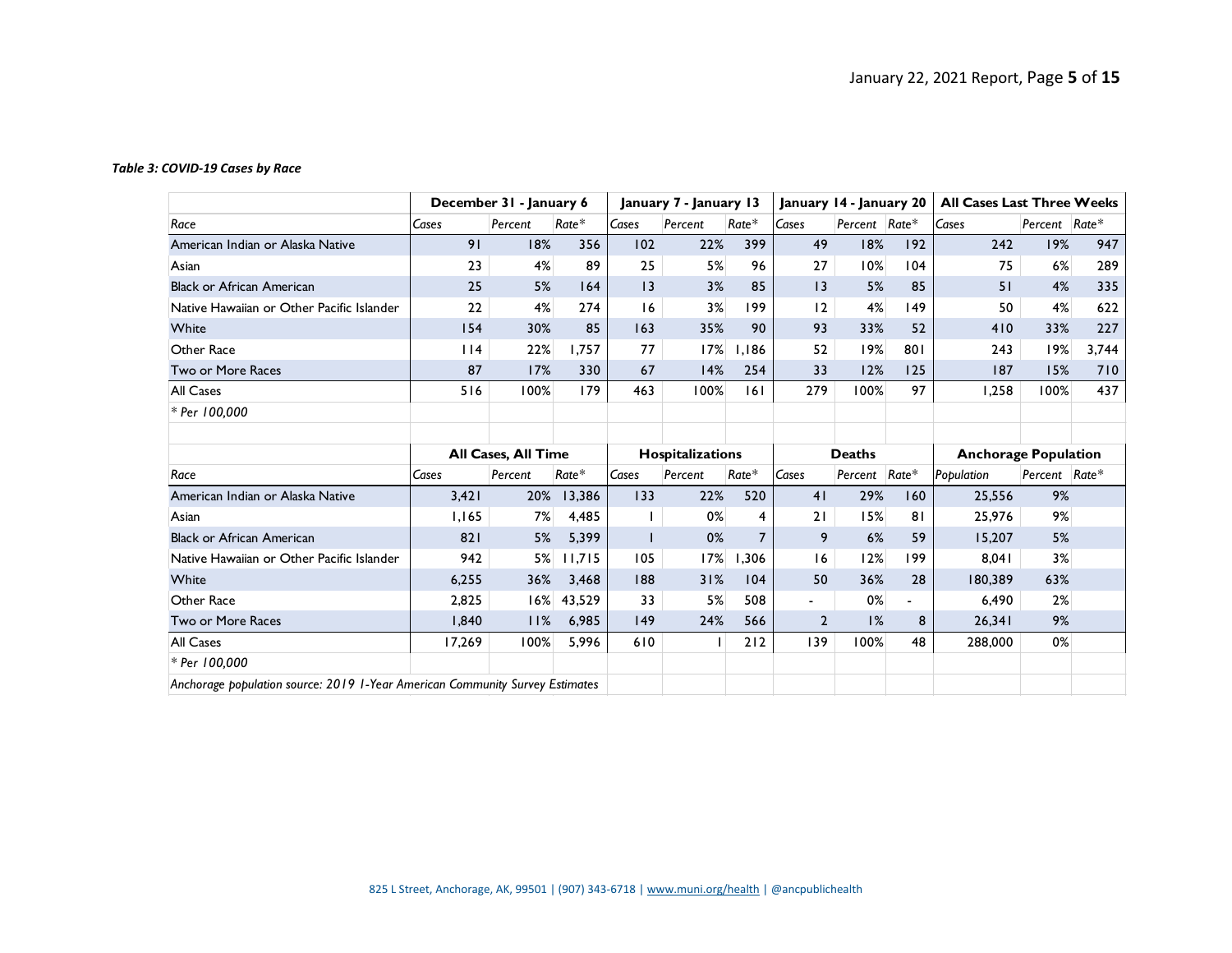*Table 3: COVID-19 Cases by Race*

| | December 31 - January 6 | | | January 7 - January 13 | | | January 14 - January 20 | | | All Cases Last Three Weeks | | |
|---|---|---|---|---|---|---|---|---|---|---|---|---|
| *Race* | *Cases* | *Percent* | *Rate** | *Cases* | *Percent* | *Rate** | *Cases* | *Percent* | *Rate** | *Cases* | *Percent* | *Rate** |
| American Indian or Alaska Native | 91 | 18% | 356 | 102 | 22% | 399 | 49 | 18% | 192 | 242 | 19% | 947 |
| Asian | 23 | 4% | 89 | 25 | 5% | 96 | 27 | 10% | 104 | 75 | 6% | 289 |
| Black or African American | 25 | 5% | 164 | 13 | 3% | 85 | 13 | 5% | 85 | 51 | 4% | 335 |
| Native Hawaiian or Other Pacific Islander | 22 | 4% | 274 | 16 | 3% | 199 | 12 | 4% | 149 | 50 | 4% | 622 |
| White | 154 | 30% | 85 | 163 | 35% | 90 | 93 | 33% | 52 | 410 | 33% | 227 |
| Other Race | 114 | 22% | 1,757 | 77 | 17% | 1,186 | 52 | 19% | 801 | 243 | 19% | 3,744 |
| Two or More Races | 87 | 17% | 330 | 67 | 14% | 254 | 33 | 12% | 125 | 187 | 15% | 710 |
| All Cases | 516 | 100% | 179 | 463 | 100% | 161 | 279 | 100% | 97 | 1,258 | 100% | 437 |

*\* Per 100,000*

| | All Cases, All Time | | | Hospitalizations | | | Deaths | | | Anchorage Population | | |
|---|---|---|---|---|---|---|---|---|---|---|---|---|
| *Race* | *Cases* | *Percent* | *Rate** | *Cases* | *Percent* | *Rate** | *Cases* | *Percent* | *Rate** | *Population* | *Percent* | *Rate** |
| American Indian or Alaska Native | 3,421 | 20% | 13,386 | 133 | 22% | 520 | 41 | 29% | 160 | 25,556 | 9% | |
| Asian | 1,165 | 7% | 4,485 | 1 | 0% | 4 | 21 | 15% | 81 | 25,976 | 9% | |
| Black or African American | 821 | 5% | 5,399 | 1 | 0% | 7 | 9 | 6% | 59 | 15,207 | 5% | |
| Native Hawaiian or Other Pacific Islander | 942 | 5% | 11,715 | 105 | 17% | 1,306 | 16 | 12% | 199 | 8,041 | 3% | |
| White | 6,255 | 36% | 3,468 | 188 | 31% | 104 | 50 | 36% | 28 | 180,389 | 63% | |
| Other Race | 2,825 | 16% | 43,529 | 33 | 5% | 508 | - | 0% | - | 6,490 | 2% | |
| Two or More Races | 1,840 | 11% | 6,985 | 149 | 24% | 566 | 2 | 1% | 8 | 26,341 | 9% | |
| All Cases | 17,269 | 100% | 5,996 | 610 | 1 | 212 | 139 | 100% | 48 | 288,000 | 0% | |

*\* Per 100,000*

*Anchorage population source: 2019 1-Year American Community Survey Estimates*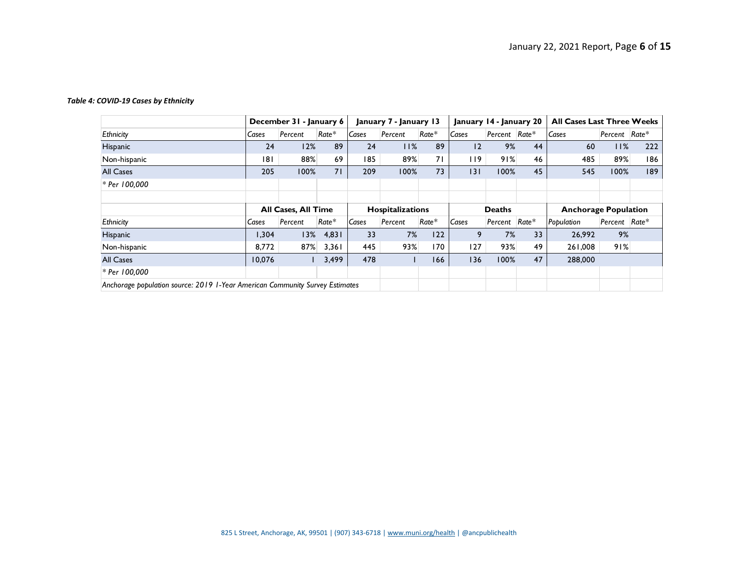*Table 4: COVID-19 Cases by Ethnicity*

| | December 31 - January 6 | | | January 7 - January 13 | | | January 14 - January 20 | | | All Cases Last Three Weeks | | |
|---|---|---|---|---|---|---|---|---|---|---|---|---|
| *Ethnicity* | *Cases* | *Percent* | *Rate** | *Cases* | *Percent* | *Rate** | *Cases* | *Percent* | *Rate** | *Cases* | *Percent* | *Rate** |
| Hispanic | 24 | 12% | 89 | 24 | 11% | 89 | 12 | 9% | 44 | 60 | 11% | 222 |
| Non-hispanic | 181 | 88% | 69 | 185 | 89% | 71 | 119 | 91% | 46 | 485 | 89% | 186 |
| All Cases | 205 | 100% | 71 | 209 | 100% | 73 | 131 | 100% | 45 | 545 | 100% | 189 |

*\* Per 100,000*

| | All Cases, All Time | | | Hospitalizations | | | Deaths | | | Anchorage Population | | |
|---|---|---|---|---|---|---|---|---|---|---|---|---|
| *Ethnicity* | *Cases* | *Percent* | *Rate** | *Cases* | *Percent* | *Rate** | *Cases* | *Percent* | *Rate** | *Population* | *Percent* | *Rate** |
| Hispanic | 1,304 | 13% | 4,831 | 33 | 7% | 122 | 9 | 7% | 33 | 26,992 | 9% | |
| Non-hispanic | 8,772 | 87% | 3,361 | 445 | 93% | 170 | 127 | 93% | 49 | 261,008 | 91% | |
| All Cases | 10,076 | 1 | 3,499 | 478 | 1 | 166 | 136 | 100% | 47 | 288,000 | | |

*\* Per 100,000*

*Anchorage population source: 2019 1-Year American Community Survey Estimates*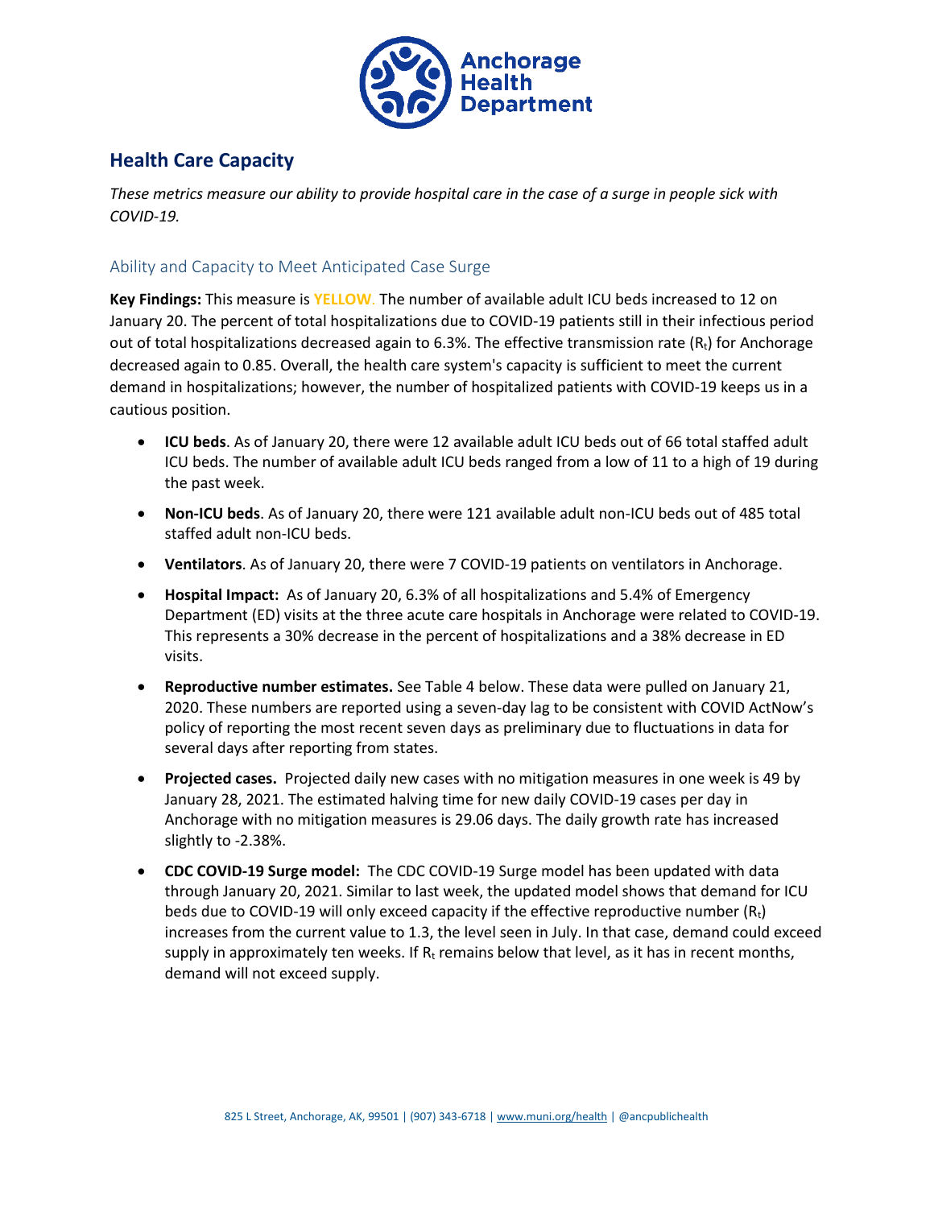## Health Care Capacity

*These metrics measure our ability to provide hospital care in the case of a surge in people sick with COVID-19.*

### Ability and Capacity to Meet Anticipated Case Surge

**Key Findings:** This measure is **YELLOW**. The number of available adult ICU beds increased to 12 on January 20. The percent of total hospitalizations due to COVID-19 patients still in their infectious period out of total hospitalizations decreased again to 6.3%. The effective transmission rate ($R_t$) for Anchorage decreased again to 0.85. Overall, the health care system's capacity is sufficient to meet the current demand in hospitalizations; however, the number of hospitalized patients with COVID-19 keeps us in a cautious position.

- **ICU beds**. As of January 20, there were 12 available adult ICU beds out of 66 total staffed adult ICU beds. The number of available adult ICU beds ranged from a low of 11 to a high of 19 during the past week.
- **Non-ICU beds**. As of January 20, there were 121 available adult non-ICU beds out of 485 total staffed adult non-ICU beds.
- **Ventilators**. As of January 20, there were 7 COVID-19 patients on ventilators in Anchorage.
- **Hospital Impact:** As of January 20, 6.3% of all hospitalizations and 5.4% of Emergency Department (ED) visits at the three acute care hospitals in Anchorage were related to COVID-19. This represents a 30% decrease in the percent of hospitalizations and a 38% decrease in ED visits.
- **Reproductive number estimates.** See Table 4 below. These data were pulled on January 21, 2020. These numbers are reported using a seven-day lag to be consistent with COVID ActNow's policy of reporting the most recent seven days as preliminary due to fluctuations in data for several days after reporting from states.
- **Projected cases.** Projected daily new cases with no mitigation measures in one week is 49 by January 28, 2021. The estimated halving time for new daily COVID-19 cases per day in Anchorage with no mitigation measures is 29.06 days. The daily growth rate has increased slightly to -2.38%.
- **CDC COVID-19 Surge model:** The CDC COVID-19 Surge model has been updated with data through January 20, 2021. Similar to last week, the updated model shows that demand for ICU beds due to COVID-19 will only exceed capacity if the effective reproductive number ($R_t$) increases from the current value to 1.3, the level seen in July. In that case, demand could exceed supply in approximately ten weeks. If $R_t$ remains below that level, as it has in recent months, demand will not exceed supply.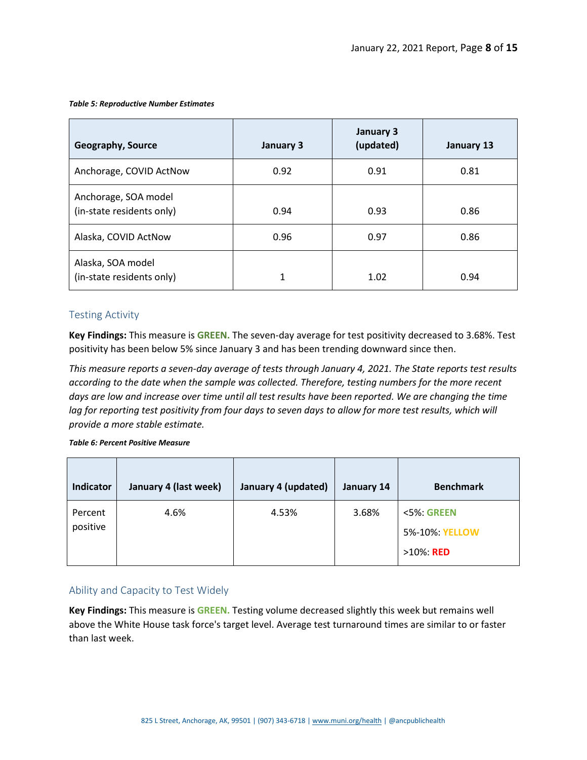***Table 5: Reproductive Number Estimates***

| Geography, Source | January 3 | January 3 (updated) | January 13 |
| --- | --- | --- | --- |
| Anchorage, COVID ActNow | 0.92 | 0.91 | 0.81 |
| Anchorage, SOA model (in-state residents only) | 0.94 | 0.93 | 0.86 |
| Alaska, COVID ActNow | 0.96 | 0.97 | 0.86 |
| Alaska, SOA model (in-state residents only) | 1 | 1.02 | 0.94 |

## Testing Activity

**Key Findings:** This measure is **GREEN.** The seven-day average for test positivity decreased to 3.68%. Test positivity has been below 5% since January 3 and has been trending downward since then.

*This measure reports a seven-day average of tests through January 4, 2021. The State reports test results according to the date when the sample was collected. Therefore, testing numbers for the more recent days are low and increase over time until all test results have been reported. We are changing the time lag for reporting test positivity from four days to seven days to allow for more test results, which will provide a more stable estimate.*

***Table 6: Percent Positive Measure***

| Indicator | January 4 (last week) | January 4 (updated) | January 14 | Benchmark |
| --- | --- | --- | --- | --- |
| Percent positive | 4.6% | 4.53% | 3.68% | <5%: **GREEN**<br>5%-10%: **YELLOW**<br>>10%: **RED** |

## Ability and Capacity to Test Widely

**Key Findings:** This measure is **GREEN.** Testing volume decreased slightly this week but remains well above the White House task force's target level. Average test turnaround times are similar to or faster than last week.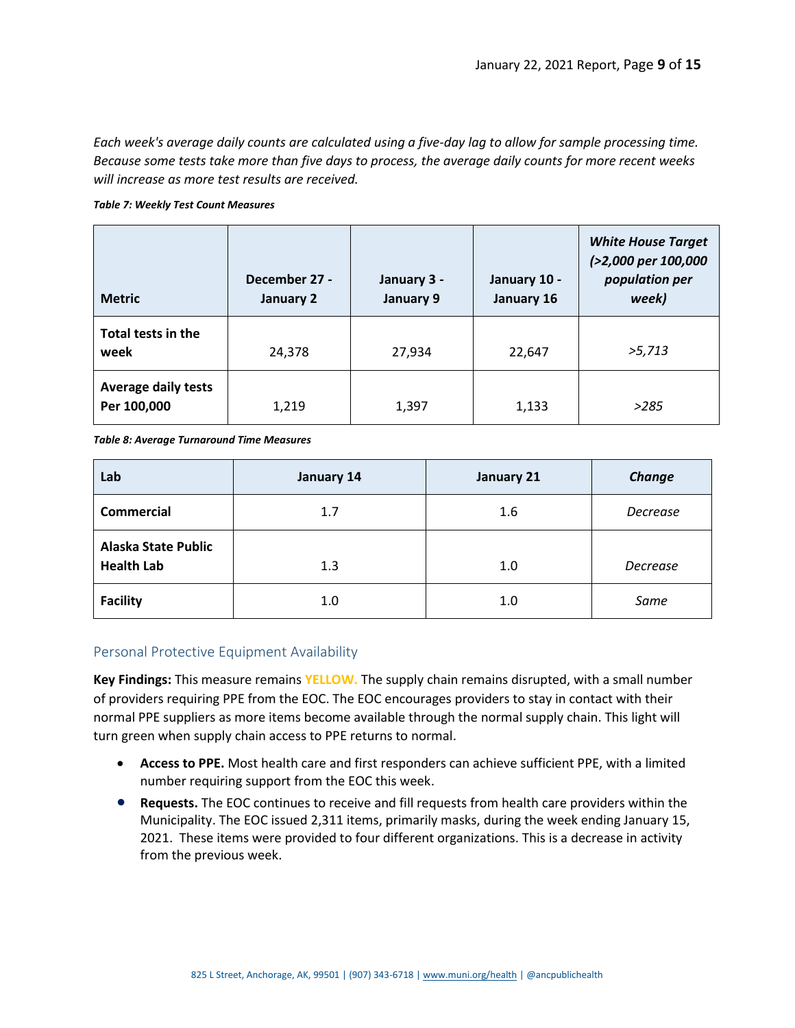*Each week's average daily counts are calculated using a five-day lag to allow for sample processing time. Because some tests take more than five days to process, the average daily counts for more recent weeks will increase as more test results are received.*

***Table 7: Weekly Test Count Measures***

| Metric | December 27 - January 2 | January 3 - January 9 | January 10 - January 16 | *White House Target (>2,000 per 100,000 population per week)* |
|---|---|---|---|---|
| **Total tests in the week** | 24,378 | 27,934 | 22,647 | *>5,713* |
| **Average daily tests Per 100,000** | 1,219 | 1,397 | 1,133 | *>285* |

***Table 8: Average Turnaround Time Measures***

| Lab | January 14 | January 21 | *Change* |
|---|---|---|---|
| **Commercial** | 1.7 | 1.6 | *Decrease* |
| **Alaska State Public Health Lab** | 1.3 | 1.0 | *Decrease* |
| **Facility** | 1.0 | 1.0 | *Same* |

## Personal Protective Equipment Availability

**Key Findings:** This measure remains **YELLOW.** The supply chain remains disrupted, with a small number of providers requiring PPE from the EOC. The EOC encourages providers to stay in contact with their normal PPE suppliers as more items become available through the normal supply chain. This light will turn green when supply chain access to PPE returns to normal.

- **Access to PPE.** Most health care and first responders can achieve sufficient PPE, with a limited number requiring support from the EOC this week.
- **Requests.** The EOC continues to receive and fill requests from health care providers within the Municipality. The EOC issued 2,311 items, primarily masks, during the week ending January 15, 2021. These items were provided to four different organizations. This is a decrease in activity from the previous week.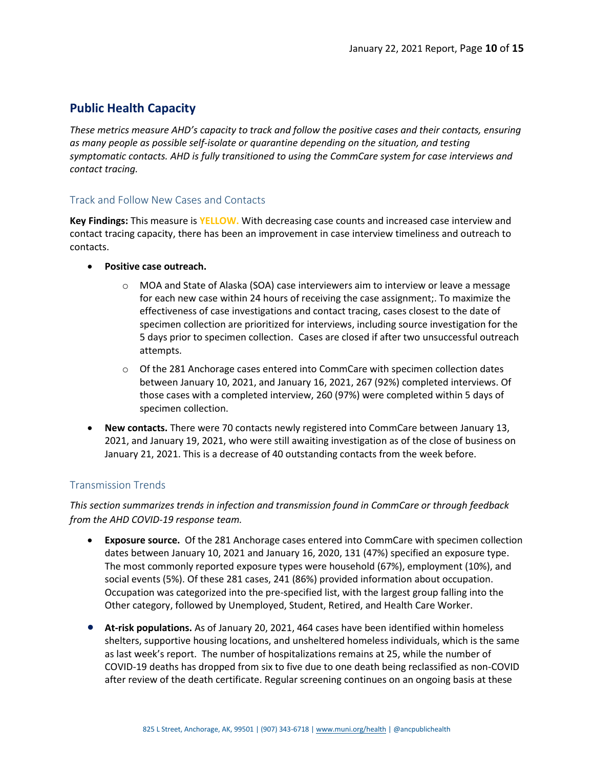## Public Health Capacity

*These metrics measure AHD's capacity to track and follow the positive cases and their contacts, ensuring as many people as possible self-isolate or quarantine depending on the situation, and testing symptomatic contacts. AHD is fully transitioned to using the CommCare system for case interviews and contact tracing.*

### Track and Follow New Cases and Contacts

**Key Findings:** This measure is **YELLOW.** With decreasing case counts and increased case interview and contact tracing capacity, there has been an improvement in case interview timeliness and outreach to contacts.

- **Positive case outreach.**
  - MOA and State of Alaska (SOA) case interviewers aim to interview or leave a message for each new case within 24 hours of receiving the case assignment;. To maximize the effectiveness of case investigations and contact tracing, cases closest to the date of specimen collection are prioritized for interviews, including source investigation for the 5 days prior to specimen collection. Cases are closed if after two unsuccessful outreach attempts.
  - Of the 281 Anchorage cases entered into CommCare with specimen collection dates between January 10, 2021, and January 16, 2021, 267 (92%) completed interviews. Of those cases with a completed interview, 260 (97%) were completed within 5 days of specimen collection.
- **New contacts.** There were 70 contacts newly registered into CommCare between January 13, 2021, and January 19, 2021, who were still awaiting investigation as of the close of business on January 21, 2021. This is a decrease of 40 outstanding contacts from the week before.

### Transmission Trends

*This section summarizes trends in infection and transmission found in CommCare or through feedback from the AHD COVID-19 response team.*

- **Exposure source.** Of the 281 Anchorage cases entered into CommCare with specimen collection dates between January 10, 2021 and January 16, 2020, 131 (47%) specified an exposure type. The most commonly reported exposure types were household (67%), employment (10%), and social events (5%). Of these 281 cases, 241 (86%) provided information about occupation. Occupation was categorized into the pre-specified list, with the largest group falling into the Other category, followed by Unemployed, Student, Retired, and Health Care Worker.
- **At-risk populations.** As of January 20, 2021, 464 cases have been identified within homeless shelters, supportive housing locations, and unsheltered homeless individuals, which is the same as last week's report. The number of hospitalizations remains at 25, while the number of COVID-19 deaths has dropped from six to five due to one death being reclassified as non-COVID after review of the death certificate. Regular screening continues on an ongoing basis at these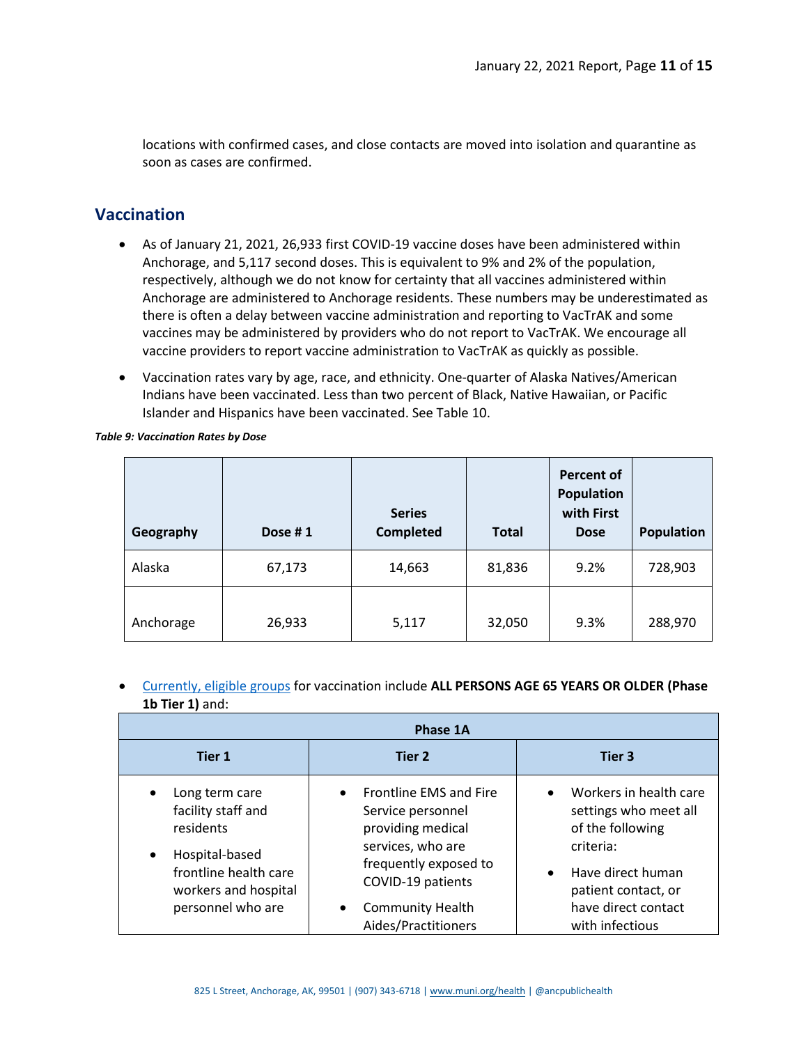locations with confirmed cases, and close contacts are moved into isolation and quarantine as soon as cases are confirmed.

## Vaccination

- As of January 21, 2021, 26,933 first COVID-19 vaccine doses have been administered within Anchorage, and 5,117 second doses. This is equivalent to 9% and 2% of the population, respectively, although we do not know for certainty that all vaccines administered within Anchorage are administered to Anchorage residents. These numbers may be underestimated as there is often a delay between vaccine administration and reporting to VacTrAK and some vaccines may be administered by providers who do not report to VacTrAK. We encourage all vaccine providers to report vaccine administration to VacTrAK as quickly as possible.
- Vaccination rates vary by age, race, and ethnicity. One-quarter of Alaska Natives/American Indians have been vaccinated. Less than two percent of Black, Native Hawaiian, or Pacific Islander and Hispanics have been vaccinated. See Table 10.

***Table 9: Vaccination Rates by Dose***

| Geography | Dose # 1 | Series Completed | Total | Percent of Population with First Dose | Population |
|---|---|---|---|---|---|
| Alaska | 67,173 | 14,663 | 81,836 | 9.2% | 728,903 |
| Anchorage | 26,933 | 5,117 | 32,050 | 9.3% | 288,970 |

- Currently, eligible groups for vaccination include **ALL PERSONS AGE 65 YEARS OR OLDER (Phase 1b Tier 1)** and:

| Phase 1A | | |
|---|---|---|
| **Tier 1** | **Tier 2** | **Tier 3** |
| • Long term care facility staff and residents<br>• Hospital-based frontline health care workers and hospital personnel who are | • Frontline EMS and Fire Service personnel providing medical services, who are frequently exposed to COVID-19 patients<br>• Community Health Aides/Practitioners | • Workers in health care settings who meet all of the following criteria:<br>• Have direct human patient contact, or have direct contact with infectious |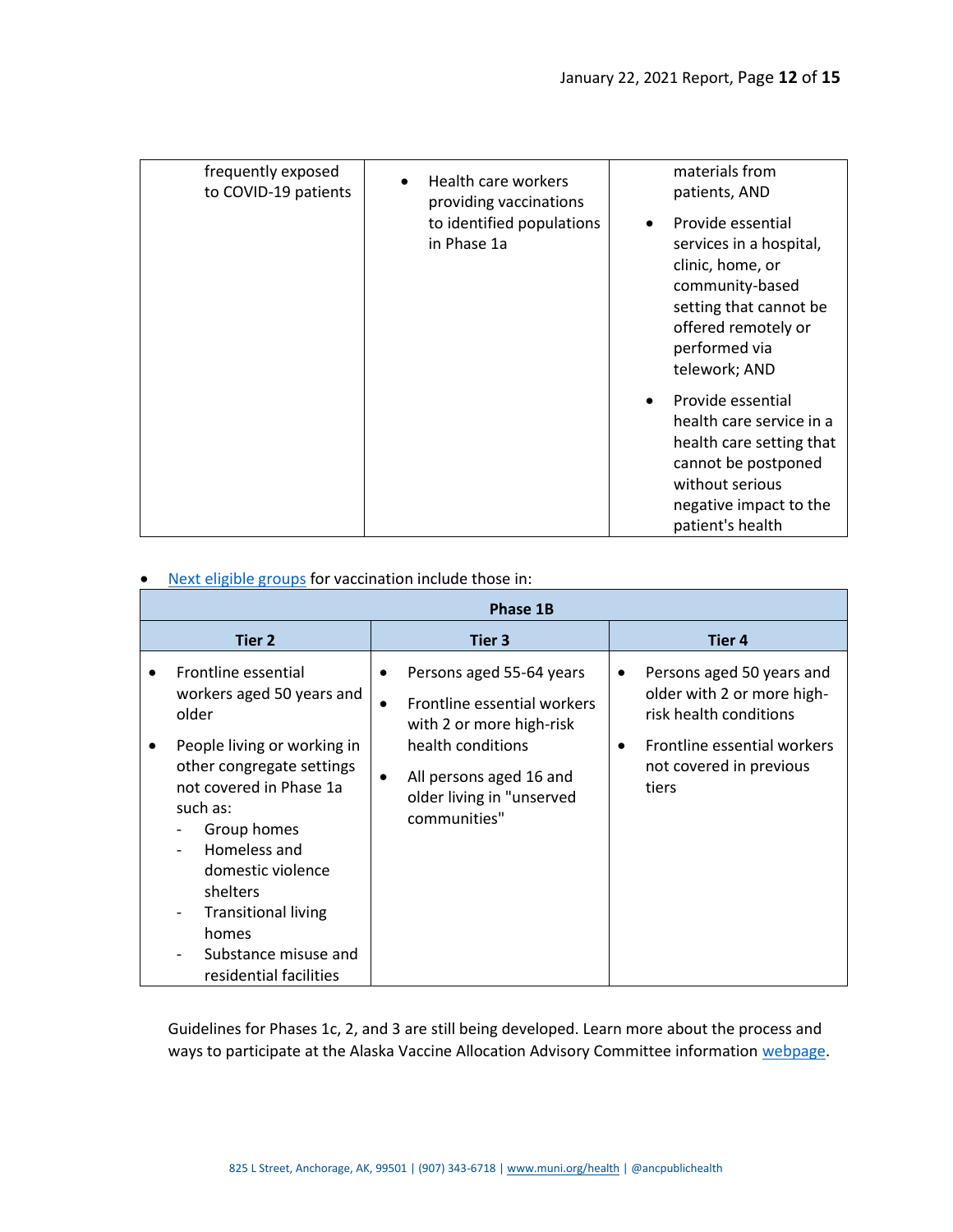| frequently exposed to COVID-19 patients | • Health care workers providing vaccinations to identified populations in Phase 1a | materials from patients, AND<br>• Provide essential services in a hospital, clinic, home, or community-based setting that cannot be offered remotely or performed via telework; AND<br>• Provide essential health care service in a health care setting that cannot be postponed without serious negative impact to the patient's health |
|---|---|---|

- Next eligible groups for vaccination include those in:

| Phase 1B | | |
|---|---|---|
| **Tier 2** | **Tier 3** | **Tier 4** |
| • Frontline essential workers aged 50 years and older<br>• People living or working in other congregate settings not covered in Phase 1a such as:<br>- Group homes<br>- Homeless and domestic violence shelters<br>- Transitional living homes<br>- Substance misuse and residential facilities | • Persons aged 55-64 years<br>• Frontline essential workers with 2 or more high-risk health conditions<br>• All persons aged 16 and older living in "unserved communities" | • Persons aged 50 years and older with 2 or more high-risk health conditions<br>• Frontline essential workers not covered in previous tiers |

Guidelines for Phases 1c, 2, and 3 are still being developed. Learn more about the process and ways to participate at the Alaska Vaccine Allocation Advisory Committee information webpage.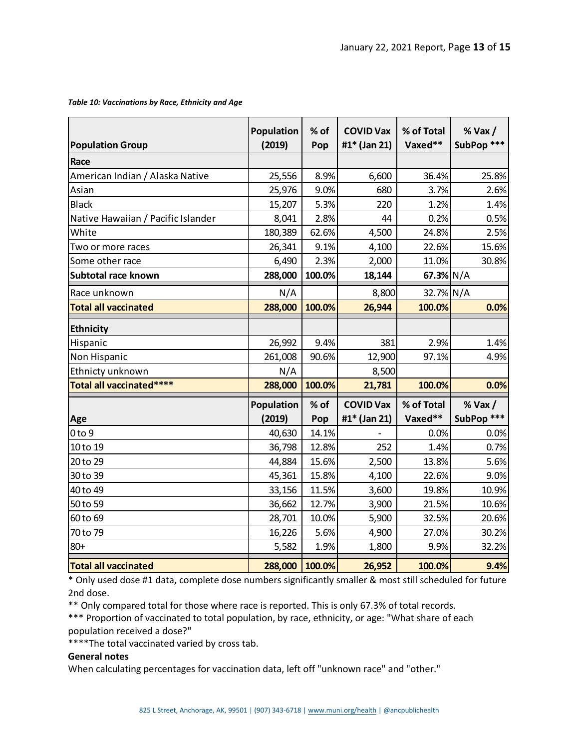*Table 10: Vaccinations by Race, Ethnicity and Age*

| Population Group | Population (2019) | % of Pop | COVID Vax #1* (Jan 21) | % of Total Vaxed** | % Vax / SubPop *** |
|---|---|---|---|---|---|
| **Race** | | | | | |
| American Indian / Alaska Native | 25,556 | 8.9% | 6,600 | 36.4% | 25.8% |
| Asian | 25,976 | 9.0% | 680 | 3.7% | 2.6% |
| Black | 15,207 | 5.3% | 220 | 1.2% | 1.4% |
| Native Hawaiian / Pacific Islander | 8,041 | 2.8% | 44 | 0.2% | 0.5% |
| White | 180,389 | 62.6% | 4,500 | 24.8% | 2.5% |
| Two or more races | 26,341 | 9.1% | 4,100 | 22.6% | 15.6% |
| Some other race | 6,490 | 2.3% | 2,000 | 11.0% | 30.8% |
| **Subtotal race known** | **288,000** | **100.0%** | **18,144** | **67.3%** | N/A |
| Race unknown | N/A | | 8,800 | 32.7% | N/A |
| **Total all vaccinated** | **288,000** | **100.0%** | **26,944** | **100.0%** | **0.0%** |
| **Ethnicity** | | | | | |
| Hispanic | 26,992 | 9.4% | 381 | 2.9% | 1.4% |
| Non Hispanic | 261,008 | 90.6% | 12,900 | 97.1% | 4.9% |
| Ethnicty unknown | N/A | | 8,500 | | |
| **Total all vaccinated******** | **288,000** | **100.0%** | **21,781** | **100.0%** | **0.0%** |
| **Age** | **Population (2019)** | **% of Pop** | **COVID Vax #1* (Jan 21)** | **% of Total Vaxed**** | **% Vax / SubPop ***** |
| 0 to 9 | 40,630 | 14.1% | - | 0.0% | 0.0% |
| 10 to 19 | 36,798 | 12.8% | 252 | 1.4% | 0.7% |
| 20 to 29 | 44,884 | 15.6% | 2,500 | 13.8% | 5.6% |
| 30 to 39 | 45,361 | 15.8% | 4,100 | 22.6% | 9.0% |
| 40 to 49 | 33,156 | 11.5% | 3,600 | 19.8% | 10.9% |
| 50 to 59 | 36,662 | 12.7% | 3,900 | 21.5% | 10.6% |
| 60 to 69 | 28,701 | 10.0% | 5,900 | 32.5% | 20.6% |
| 70 to 79 | 16,226 | 5.6% | 4,900 | 27.0% | 30.2% |
| 80+ | 5,582 | 1.9% | 1,800 | 9.9% | 32.2% |
| **Total all vaccinated** | **288,000** | **100.0%** | **26,952** | **100.0%** | **9.4%** |

* Only used dose #1 data, complete dose numbers significantly smaller & most still scheduled for future 2nd dose.

** Only compared total for those where race is reported. This is only 67.3% of total records.

*** Proportion of vaccinated to total population, by race, ethnicity, or age: "What share of each population received a dose?"

****The total vaccinated varied by cross tab.

**General notes**

When calculating percentages for vaccination data, left off "unknown race" and "other."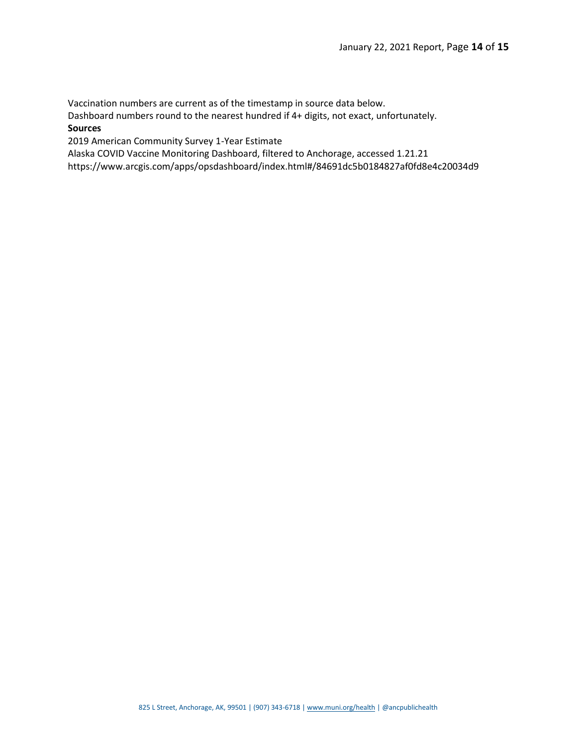Vaccination numbers are current as of the timestamp in source data below.

Dashboard numbers round to the nearest hundred if 4+ digits, not exact, unfortunately.

**Sources**

2019 American Community Survey 1-Year Estimate

Alaska COVID Vaccine Monitoring Dashboard, filtered to Anchorage, accessed 1.21.21

https://www.arcgis.com/apps/opsdashboard/index.html#/84691dc5b0184827af0fd8e4c20034d9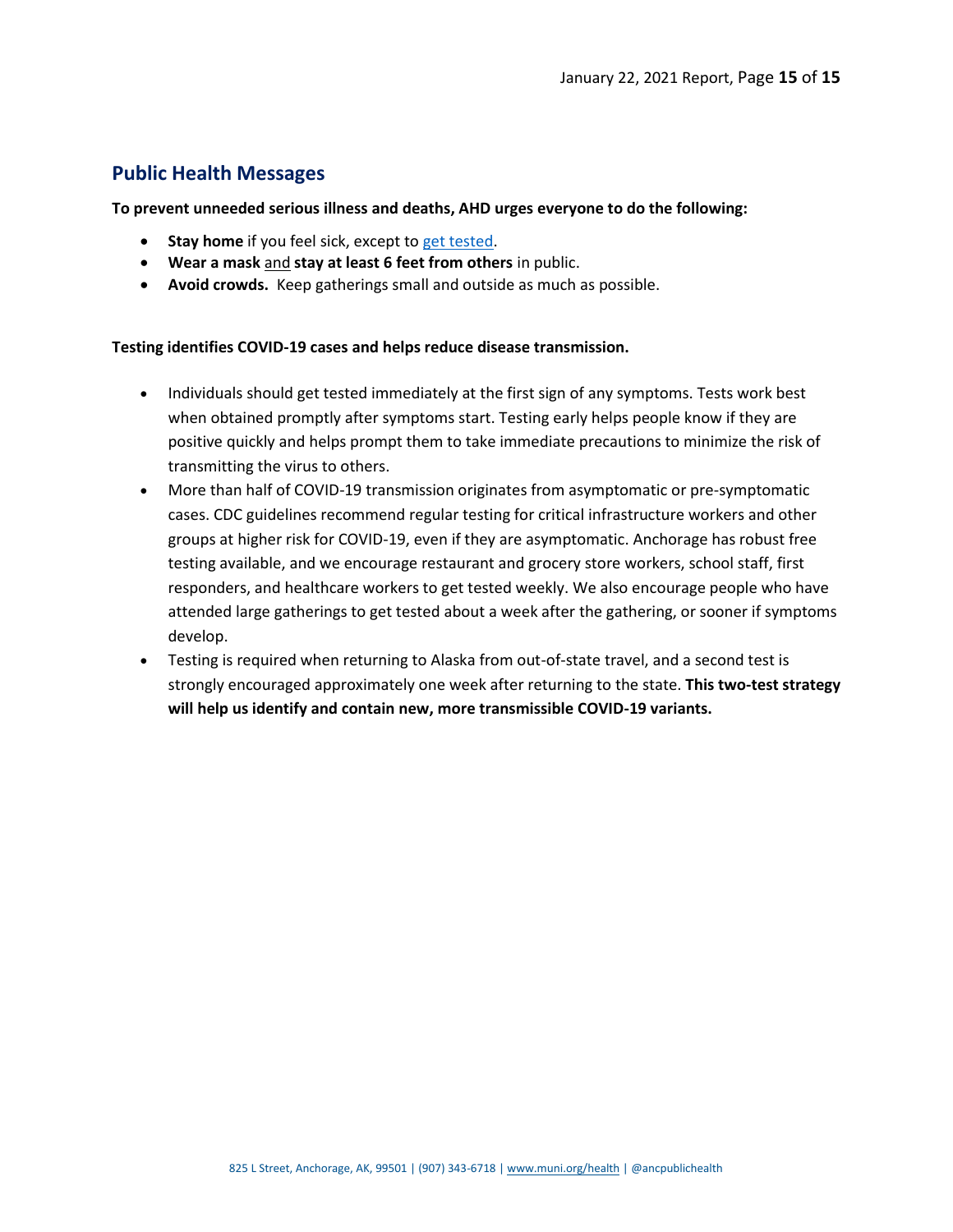## Public Health Messages

**To prevent unneeded serious illness and deaths, AHD urges everyone to do the following:**

- **Stay home** if you feel sick, except to get tested.
- **Wear a mask** and **stay at least 6 feet from others** in public.
- **Avoid crowds.** Keep gatherings small and outside as much as possible.

**Testing identifies COVID-19 cases and helps reduce disease transmission.**

- Individuals should get tested immediately at the first sign of any symptoms. Tests work best when obtained promptly after symptoms start. Testing early helps people know if they are positive quickly and helps prompt them to take immediate precautions to minimize the risk of transmitting the virus to others.
- More than half of COVID-19 transmission originates from asymptomatic or pre-symptomatic cases. CDC guidelines recommend regular testing for critical infrastructure workers and other groups at higher risk for COVID-19, even if they are asymptomatic. Anchorage has robust free testing available, and we encourage restaurant and grocery store workers, school staff, first responders, and healthcare workers to get tested weekly. We also encourage people who have attended large gatherings to get tested about a week after the gathering, or sooner if symptoms develop.
- Testing is required when returning to Alaska from out-of-state travel, and a second test is strongly encouraged approximately one week after returning to the state. **This two-test strategy will help us identify and contain new, more transmissible COVID-19 variants.**